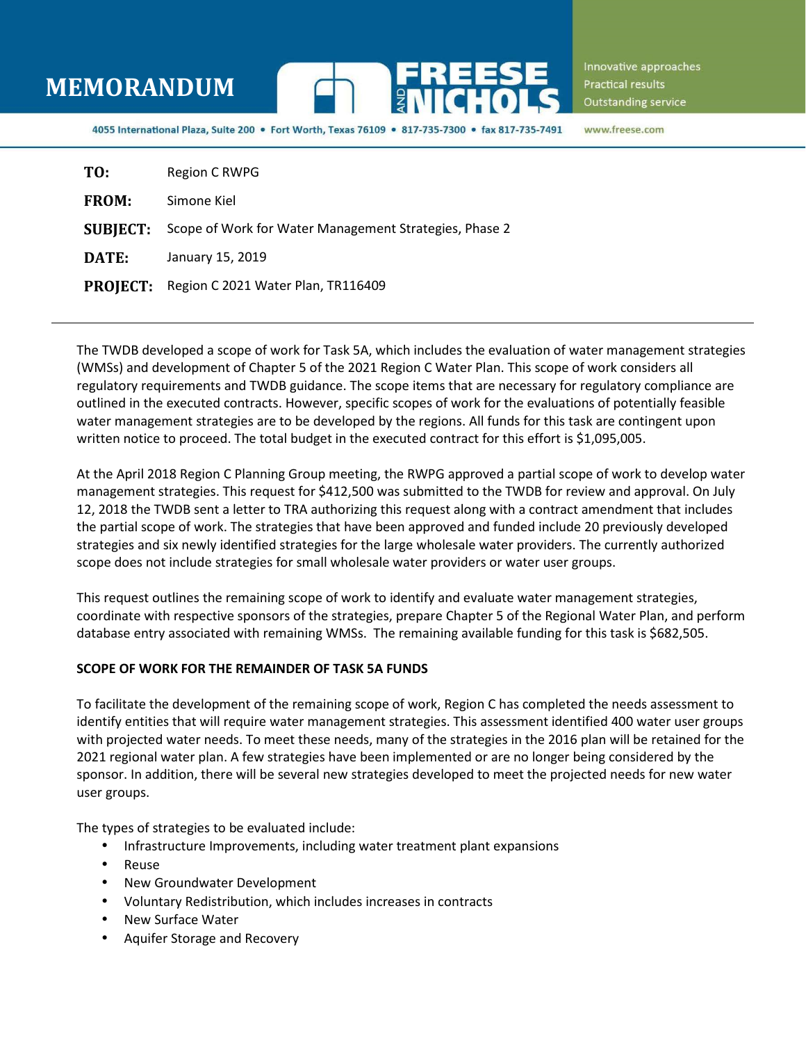# MEMORANDUM

**FREESE AND NICHOLS**

Innovative approaches
Practical results
Outstanding service

4055 International Plaza, Suite 200 • Fort Worth, Texas 76109 • 817-735-7300 • fax 817-735-7491 www.freese.com

| | |
|---|---|
| **TO:** | Region C RWPG |
| **FROM:** | Simone Kiel |
| **SUBJECT:** | Scope of Work for Water Management Strategies, Phase 2 |
| **DATE:** | January 15, 2019 |
| **PROJECT:** | Region C 2021 Water Plan, TR116409 |

---

The TWDB developed a scope of work for Task 5A, which includes the evaluation of water management strategies (WMSs) and development of Chapter 5 of the 2021 Region C Water Plan. This scope of work considers all regulatory requirements and TWDB guidance. The scope items that are necessary for regulatory compliance are outlined in the executed contracts. However, specific scopes of work for the evaluations of potentially feasible water management strategies are to be developed by the regions. All funds for this task are contingent upon written notice to proceed. The total budget in the executed contract for this effort is $1,095,005.

At the April 2018 Region C Planning Group meeting, the RWPG approved a partial scope of work to develop water management strategies. This request for $412,500 was submitted to the TWDB for review and approval. On July 12, 2018 the TWDB sent a letter to TRA authorizing this request along with a contract amendment that includes the partial scope of work. The strategies that have been approved and funded include 20 previously developed strategies and six newly identified strategies for the large wholesale water providers. The currently authorized scope does not include strategies for small wholesale water providers or water user groups.

This request outlines the remaining scope of work to identify and evaluate water management strategies, coordinate with respective sponsors of the strategies, prepare Chapter 5 of the Regional Water Plan, and perform database entry associated with remaining WMSs. The remaining available funding for this task is $682,505.

**SCOPE OF WORK FOR THE REMAINDER OF TASK 5A FUNDS**

To facilitate the development of the remaining scope of work, Region C has completed the needs assessment to identify entities that will require water management strategies. This assessment identified 400 water user groups with projected water needs. To meet these needs, many of the strategies in the 2016 plan will be retained for the 2021 regional water plan. A few strategies have been implemented or are no longer being considered by the sponsor. In addition, there will be several new strategies developed to meet the projected needs for new water user groups.

The types of strategies to be evaluated include:

- Infrastructure Improvements, including water treatment plant expansions
- Reuse
- New Groundwater Development
- Voluntary Redistribution, which includes increases in contracts
- New Surface Water
- Aquifer Storage and Recovery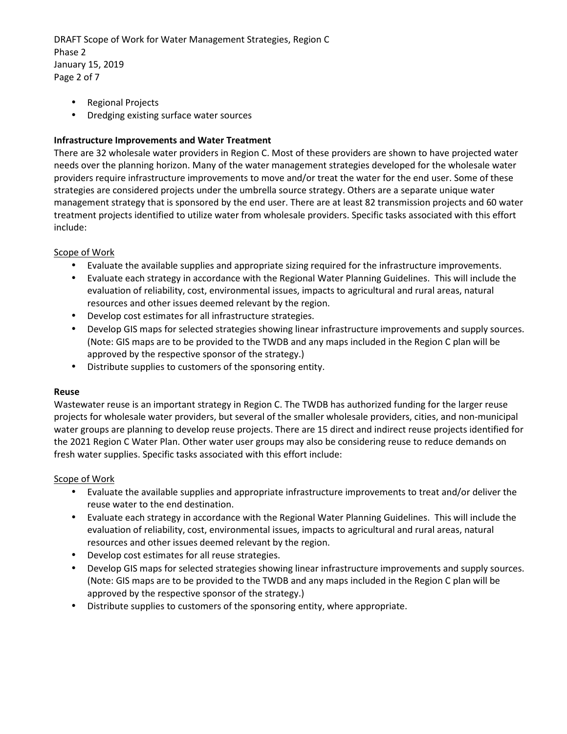- Regional Projects
- Dredging existing surface water sources

**Infrastructure Improvements and Water Treatment**

There are 32 wholesale water providers in Region C. Most of these providers are shown to have projected water needs over the planning horizon. Many of the water management strategies developed for the wholesale water providers require infrastructure improvements to move and/or treat the water for the end user. Some of these strategies are considered projects under the umbrella source strategy. Others are a separate unique water management strategy that is sponsored by the end user. There are at least 82 transmission projects and 60 water treatment projects identified to utilize water from wholesale providers. Specific tasks associated with this effort include:

<u>Scope of Work</u>

- Evaluate the available supplies and appropriate sizing required for the infrastructure improvements.
- Evaluate each strategy in accordance with the Regional Water Planning Guidelines. This will include the evaluation of reliability, cost, environmental issues, impacts to agricultural and rural areas, natural resources and other issues deemed relevant by the region.
- Develop cost estimates for all infrastructure strategies.
- Develop GIS maps for selected strategies showing linear infrastructure improvements and supply sources. (Note: GIS maps are to be provided to the TWDB and any maps included in the Region C plan will be approved by the respective sponsor of the strategy.)
- Distribute supplies to customers of the sponsoring entity.

**Reuse**

Wastewater reuse is an important strategy in Region C. The TWDB has authorized funding for the larger reuse projects for wholesale water providers, but several of the smaller wholesale providers, cities, and non-municipal water groups are planning to develop reuse projects. There are 15 direct and indirect reuse projects identified for the 2021 Region C Water Plan. Other water user groups may also be considering reuse to reduce demands on fresh water supplies. Specific tasks associated with this effort include:

<u>Scope of Work</u>

- Evaluate the available supplies and appropriate infrastructure improvements to treat and/or deliver the reuse water to the end destination.
- Evaluate each strategy in accordance with the Regional Water Planning Guidelines. This will include the evaluation of reliability, cost, environmental issues, impacts to agricultural and rural areas, natural resources and other issues deemed relevant by the region.
- Develop cost estimates for all reuse strategies.
- Develop GIS maps for selected strategies showing linear infrastructure improvements and supply sources. (Note: GIS maps are to be provided to the TWDB and any maps included in the Region C plan will be approved by the respective sponsor of the strategy.)
- Distribute supplies to customers of the sponsoring entity, where appropriate.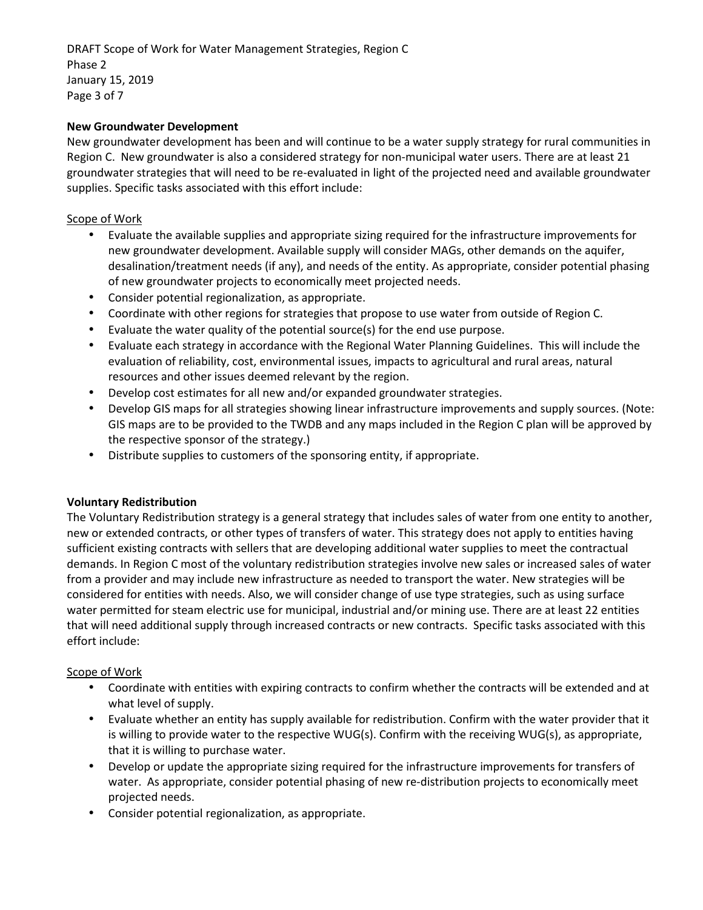**New Groundwater Development**

New groundwater development has been and will continue to be a water supply strategy for rural communities in Region C. New groundwater is also a considered strategy for non-municipal water users. There are at least 21 groundwater strategies that will need to be re-evaluated in light of the projected need and available groundwater supplies. Specific tasks associated with this effort include:

Scope of Work

- Evaluate the available supplies and appropriate sizing required for the infrastructure improvements for new groundwater development. Available supply will consider MAGs, other demands on the aquifer, desalination/treatment needs (if any), and needs of the entity. As appropriate, consider potential phasing of new groundwater projects to economically meet projected needs.
- Consider potential regionalization, as appropriate.
- Coordinate with other regions for strategies that propose to use water from outside of Region C.
- Evaluate the water quality of the potential source(s) for the end use purpose.
- Evaluate each strategy in accordance with the Regional Water Planning Guidelines. This will include the evaluation of reliability, cost, environmental issues, impacts to agricultural and rural areas, natural resources and other issues deemed relevant by the region.
- Develop cost estimates for all new and/or expanded groundwater strategies.
- Develop GIS maps for all strategies showing linear infrastructure improvements and supply sources. (Note: GIS maps are to be provided to the TWDB and any maps included in the Region C plan will be approved by the respective sponsor of the strategy.)
- Distribute supplies to customers of the sponsoring entity, if appropriate.

**Voluntary Redistribution**

The Voluntary Redistribution strategy is a general strategy that includes sales of water from one entity to another, new or extended contracts, or other types of transfers of water. This strategy does not apply to entities having sufficient existing contracts with sellers that are developing additional water supplies to meet the contractual demands. In Region C most of the voluntary redistribution strategies involve new sales or increased sales of water from a provider and may include new infrastructure as needed to transport the water. New strategies will be considered for entities with needs. Also, we will consider change of use type strategies, such as using surface water permitted for steam electric use for municipal, industrial and/or mining use. There are at least 22 entities that will need additional supply through increased contracts or new contracts. Specific tasks associated with this effort include:

Scope of Work

- Coordinate with entities with expiring contracts to confirm whether the contracts will be extended and at what level of supply.
- Evaluate whether an entity has supply available for redistribution. Confirm with the water provider that it is willing to provide water to the respective WUG(s). Confirm with the receiving WUG(s), as appropriate, that it is willing to purchase water.
- Develop or update the appropriate sizing required for the infrastructure improvements for transfers of water. As appropriate, consider potential phasing of new re-distribution projects to economically meet projected needs.
- Consider potential regionalization, as appropriate.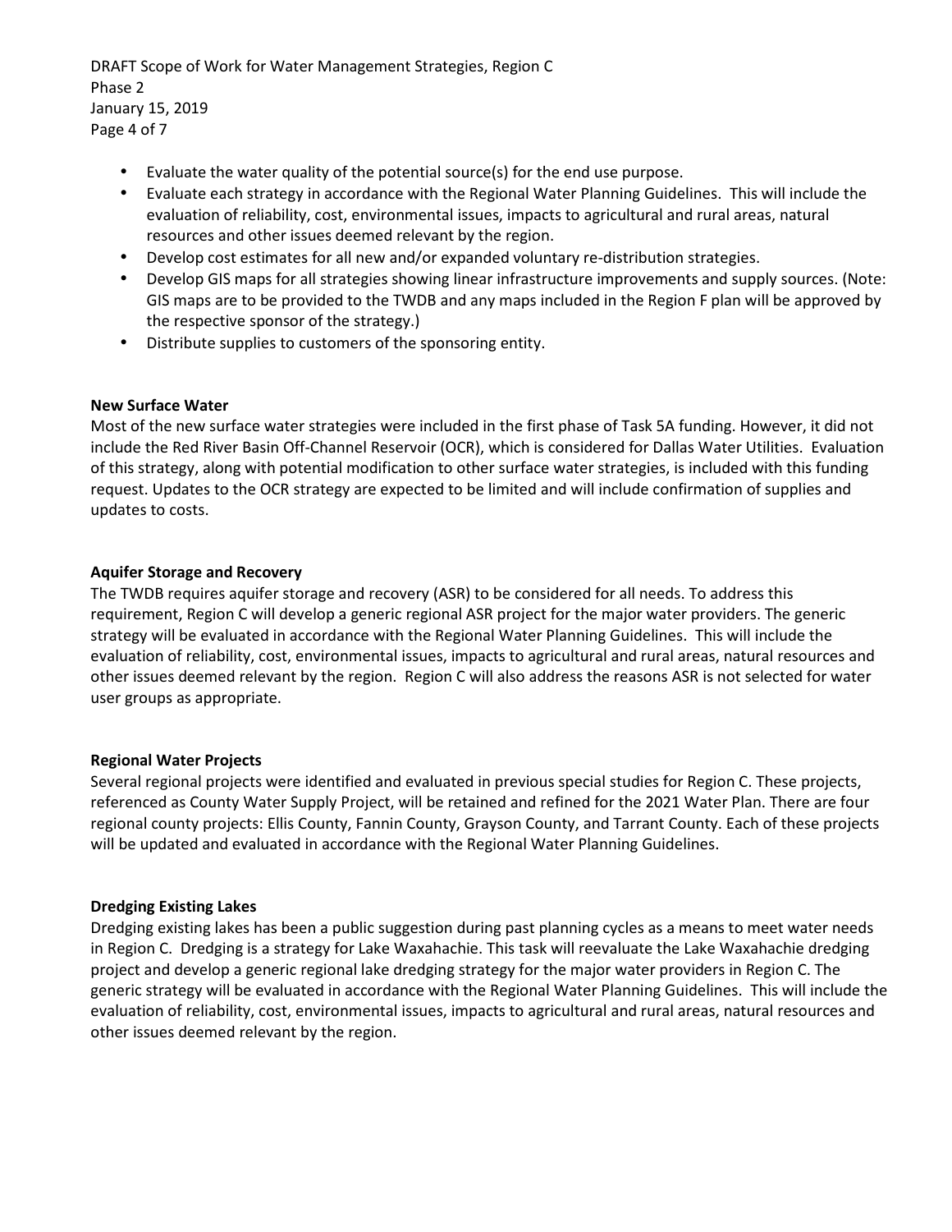- Evaluate the water quality of the potential source(s) for the end use purpose.
- Evaluate each strategy in accordance with the Regional Water Planning Guidelines. This will include the evaluation of reliability, cost, environmental issues, impacts to agricultural and rural areas, natural resources and other issues deemed relevant by the region.
- Develop cost estimates for all new and/or expanded voluntary re-distribution strategies.
- Develop GIS maps for all strategies showing linear infrastructure improvements and supply sources. (Note: GIS maps are to be provided to the TWDB and any maps included in the Region F plan will be approved by the respective sponsor of the strategy.)
- Distribute supplies to customers of the sponsoring entity.

**New Surface Water**

Most of the new surface water strategies were included in the first phase of Task 5A funding. However, it did not include the Red River Basin Off-Channel Reservoir (OCR), which is considered for Dallas Water Utilities. Evaluation of this strategy, along with potential modification to other surface water strategies, is included with this funding request. Updates to the OCR strategy are expected to be limited and will include confirmation of supplies and updates to costs.

**Aquifer Storage and Recovery**

The TWDB requires aquifer storage and recovery (ASR) to be considered for all needs. To address this requirement, Region C will develop a generic regional ASR project for the major water providers. The generic strategy will be evaluated in accordance with the Regional Water Planning Guidelines. This will include the evaluation of reliability, cost, environmental issues, impacts to agricultural and rural areas, natural resources and other issues deemed relevant by the region. Region C will also address the reasons ASR is not selected for water user groups as appropriate.

**Regional Water Projects**

Several regional projects were identified and evaluated in previous special studies for Region C. These projects, referenced as County Water Supply Project, will be retained and refined for the 2021 Water Plan. There are four regional county projects: Ellis County, Fannin County, Grayson County, and Tarrant County. Each of these projects will be updated and evaluated in accordance with the Regional Water Planning Guidelines.

**Dredging Existing Lakes**

Dredging existing lakes has been a public suggestion during past planning cycles as a means to meet water needs in Region C. Dredging is a strategy for Lake Waxahachie. This task will reevaluate the Lake Waxahachie dredging project and develop a generic regional lake dredging strategy for the major water providers in Region C. The generic strategy will be evaluated in accordance with the Regional Water Planning Guidelines. This will include the evaluation of reliability, cost, environmental issues, impacts to agricultural and rural areas, natural resources and other issues deemed relevant by the region.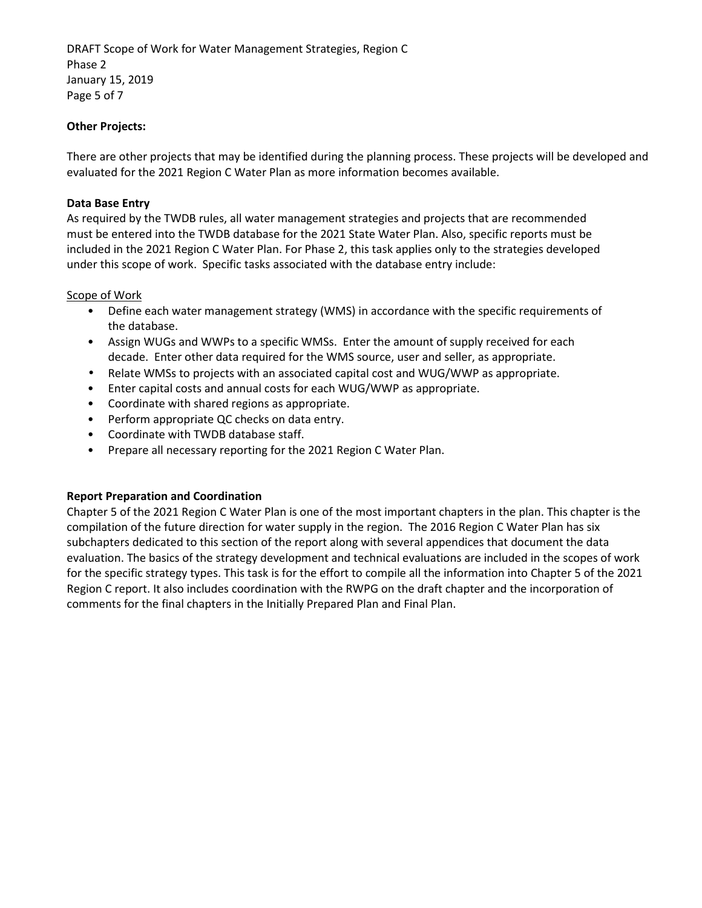**Other Projects:**

There are other projects that may be identified during the planning process. These projects will be developed and evaluated for the 2021 Region C Water Plan as more information becomes available.

**Data Base Entry**

As required by the TWDB rules, all water management strategies and projects that are recommended must be entered into the TWDB database for the 2021 State Water Plan. Also, specific reports must be included in the 2021 Region C Water Plan. For Phase 2, this task applies only to the strategies developed under this scope of work. Specific tasks associated with the database entry include:

Scope of Work

- Define each water management strategy (WMS) in accordance with the specific requirements of the database.
- Assign WUGs and WWPs to a specific WMSs. Enter the amount of supply received for each decade. Enter other data required for the WMS source, user and seller, as appropriate.
- Relate WMSs to projects with an associated capital cost and WUG/WWP as appropriate.
- Enter capital costs and annual costs for each WUG/WWP as appropriate.
- Coordinate with shared regions as appropriate.
- Perform appropriate QC checks on data entry.
- Coordinate with TWDB database staff.
- Prepare all necessary reporting for the 2021 Region C Water Plan.

**Report Preparation and Coordination**

Chapter 5 of the 2021 Region C Water Plan is one of the most important chapters in the plan. This chapter is the compilation of the future direction for water supply in the region. The 2016 Region C Water Plan has six subchapters dedicated to this section of the report along with several appendices that document the data evaluation. The basics of the strategy development and technical evaluations are included in the scopes of work for the specific strategy types. This task is for the effort to compile all the information into Chapter 5 of the 2021 Region C report. It also includes coordination with the RWPG on the draft chapter and the incorporation of comments for the final chapters in the Initially Prepared Plan and Final Plan.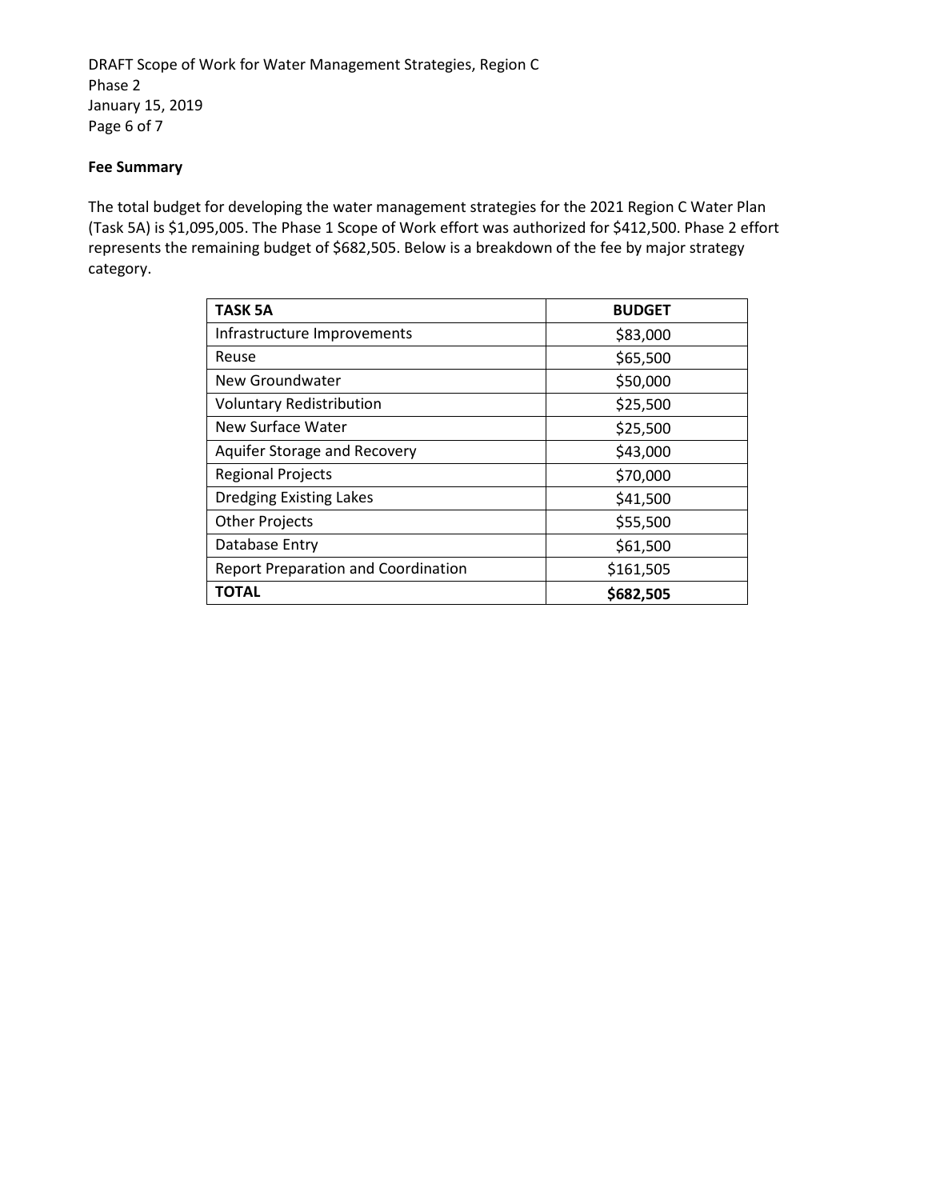**Fee Summary**

The total budget for developing the water management strategies for the 2021 Region C Water Plan (Task 5A) is $1,095,005. The Phase 1 Scope of Work effort was authorized for $412,500. Phase 2 effort represents the remaining budget of $682,505. Below is a breakdown of the fee by major strategy category.

| TASK 5A | BUDGET |
|---|---|
| Infrastructure Improvements | $83,000 |
| Reuse | $65,500 |
| New Groundwater | $50,000 |
| Voluntary Redistribution | $25,500 |
| New Surface Water | $25,500 |
| Aquifer Storage and Recovery | $43,000 |
| Regional Projects | $70,000 |
| Dredging Existing Lakes | $41,500 |
| Other Projects | $55,500 |
| Database Entry | $61,500 |
| Report Preparation and Coordination | $161,505 |
| **TOTAL** | **$682,505** |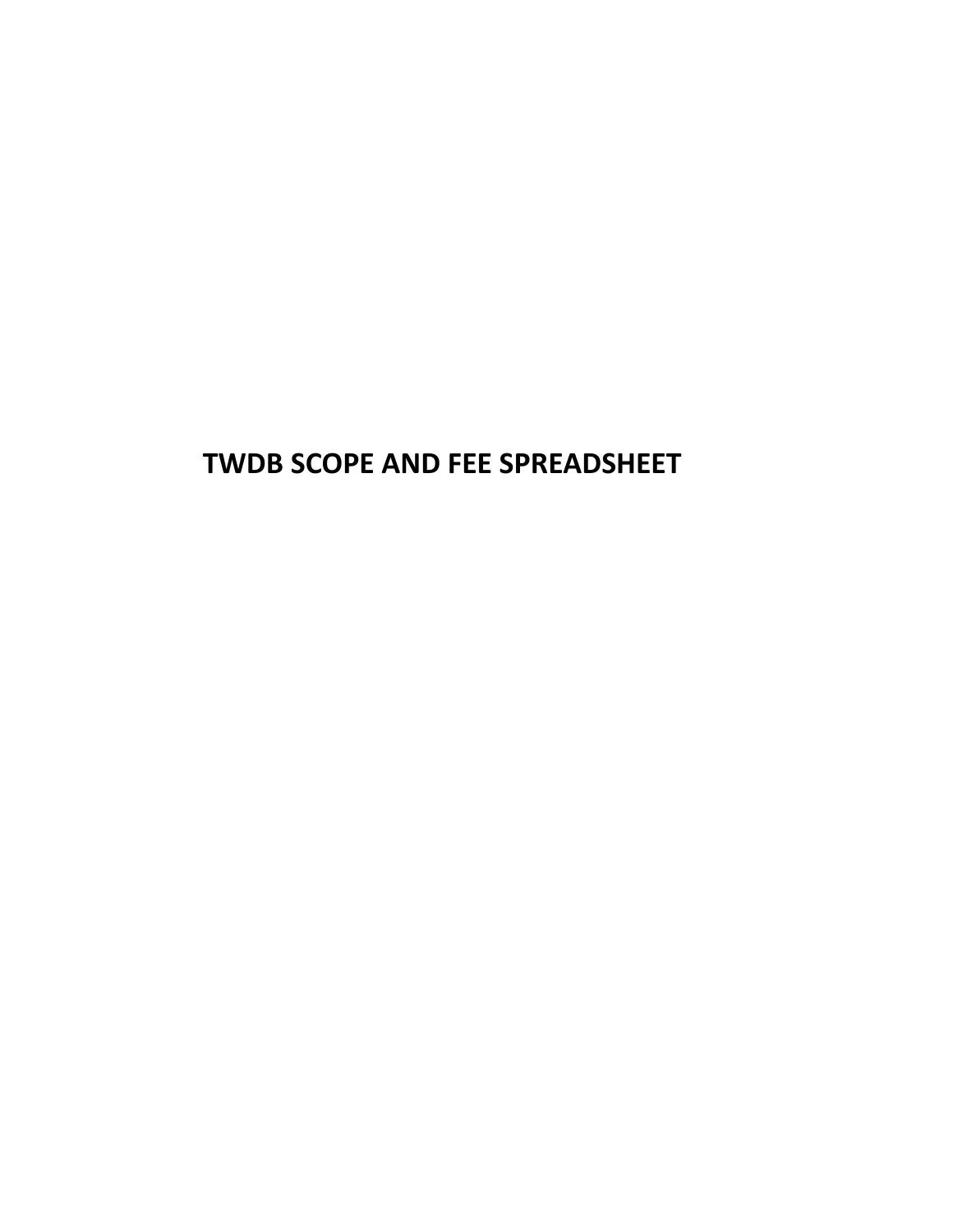# TWDB SCOPE AND FEE SPREADSHEET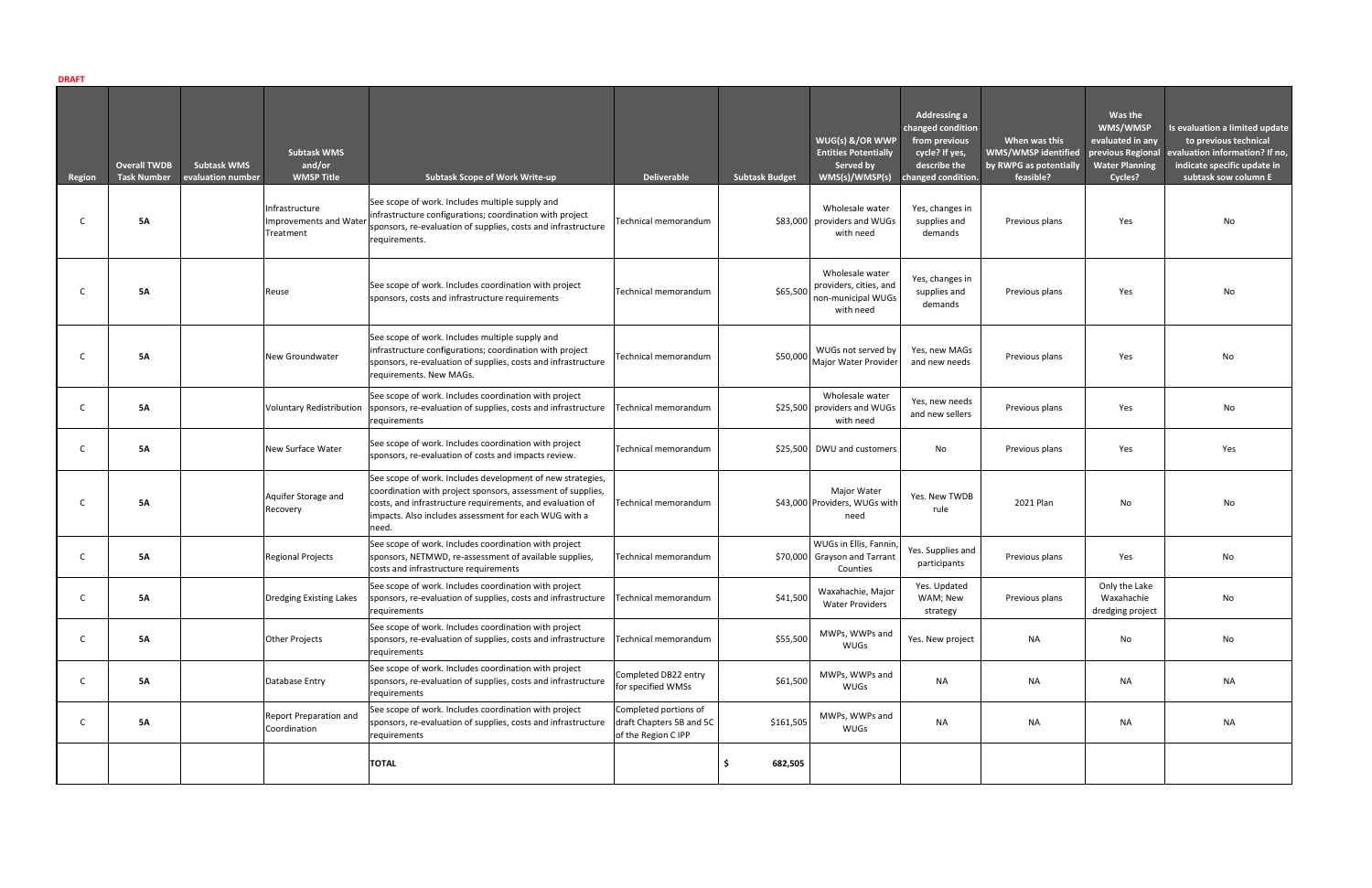**DRAFT**

| Region | Overall TWDB Task Number | Subtask WMS evaluation number | Subtask WMS and/or WMSP Title | Subtask Scope of Work Write-up | Deliverable | Subtask Budget | WUG(s) &/OR WWP Entities Potentially Served by WMS(s)/WMSP(s) | Addressing a changed condition from previous cycle? If yes, describe the changed condition. | When was this WMS/WMSP identified by RWPG as potentially feasible? | Was the WMS/WMSP evaluated in any previous Regional Water Planning Cycles? | Is evaluation a limited update to previous technical evaluation information? If no, indicate specific update in subtask sow column E |
|---|---|---|---|---|---|---|---|---|---|---|---|
| C | 5A | | Infrastructure Improvements and Water Treatment | See scope of work. Includes multiple supply and infrastructure configurations; coordination with project sponsors, re-evaluation of supplies, costs and infrastructure requirements. | Technical memorandum | $83,000 | Wholesale water providers and WUGs with need | Yes, changes in supplies and demands | Previous plans | Yes | No |
| C | 5A | | Reuse | See scope of work. Includes coordination with project sponsors, costs and infrastructure requirements | Technical memorandum | $65,500 | Wholesale water providers, cities, and non-municipal WUGs with need | Yes, changes in supplies and demands | Previous plans | Yes | No |
| C | 5A | | New Groundwater | See scope of work. Includes multiple supply and infrastructure configurations; coordination with project sponsors, re-evaluation of supplies, costs and infrastructure requirements. New MAGs. | Technical memorandum | $50,000 | WUGs not served by Major Water Provider | Yes, new MAGs and new needs | Previous plans | Yes | No |
| C | 5A | | Voluntary Redistribution | See scope of work. Includes coordination with project sponsors, re-evaluation of supplies, costs and infrastructure requirements | Technical memorandum | $25,500 | Wholesale water providers and WUGs with need | Yes, new needs and new sellers | Previous plans | Yes | No |
| C | 5A | | New Surface Water | See scope of work. Includes coordination with project sponsors, re-evaluation of costs and impacts review. | Technical memorandum | $25,500 | DWU and customers | No | Previous plans | Yes | Yes |
| C | 5A | | Aquifer Storage and Recovery | See scope of work. Includes development of new strategies, coordination with project sponsors, assessment of supplies, costs, and infrastructure requirements, and evaluation of impacts. Also includes assessment for each WUG with a need. | Technical memorandum | $43,000 | Major Water Providers, WUGs with need | Yes. New TWDB rule | 2021 Plan | No | No |
| C | 5A | | Regional Projects | See scope of work. Includes coordination with project sponsors, NETMWD, re-assessment of available supplies, costs and infrastructure requirements | Technical memorandum | $70,000 | WUGs in Ellis, Fannin, Grayson and Tarrant Counties | Yes. Supplies and participants | Previous plans | Yes | No |
| C | 5A | | Dredging Existing Lakes | See scope of work. Includes coordination with project sponsors, re-evaluation of supplies, costs and infrastructure requirements | Technical memorandum | $41,500 | Waxahachie, Major Water Providers | Yes. Updated WAM; New strategy | Previous plans | Only the Lake Waxahachie dredging project | No |
| C | 5A | | Other Projects | See scope of work. Includes coordination with project sponsors, re-evaluation of supplies, costs and infrastructure requirements | Technical memorandum | $55,500 | MWPs, WWPs and WUGs | Yes. New project | NA | No | No |
| C | 5A | | Database Entry | See scope of work. Includes coordination with project sponsors, re-evaluation of supplies, costs and infrastructure requirements | Completed DB22 entry for specified WMSs | $61,500 | MWPs, WWPs and WUGs | NA | NA | NA | NA |
| C | 5A | | Report Preparation and Coordination | See scope of work. Includes coordination with project sponsors, re-evaluation of supplies, costs and infrastructure requirements | Completed portions of draft Chapters 5B and 5C of the Region C IPP | $161,505 | MWPs, WWPs and WUGs | NA | NA | NA | NA |
| | | | | **TOTAL** | | **$ 682,505** | | | | | |